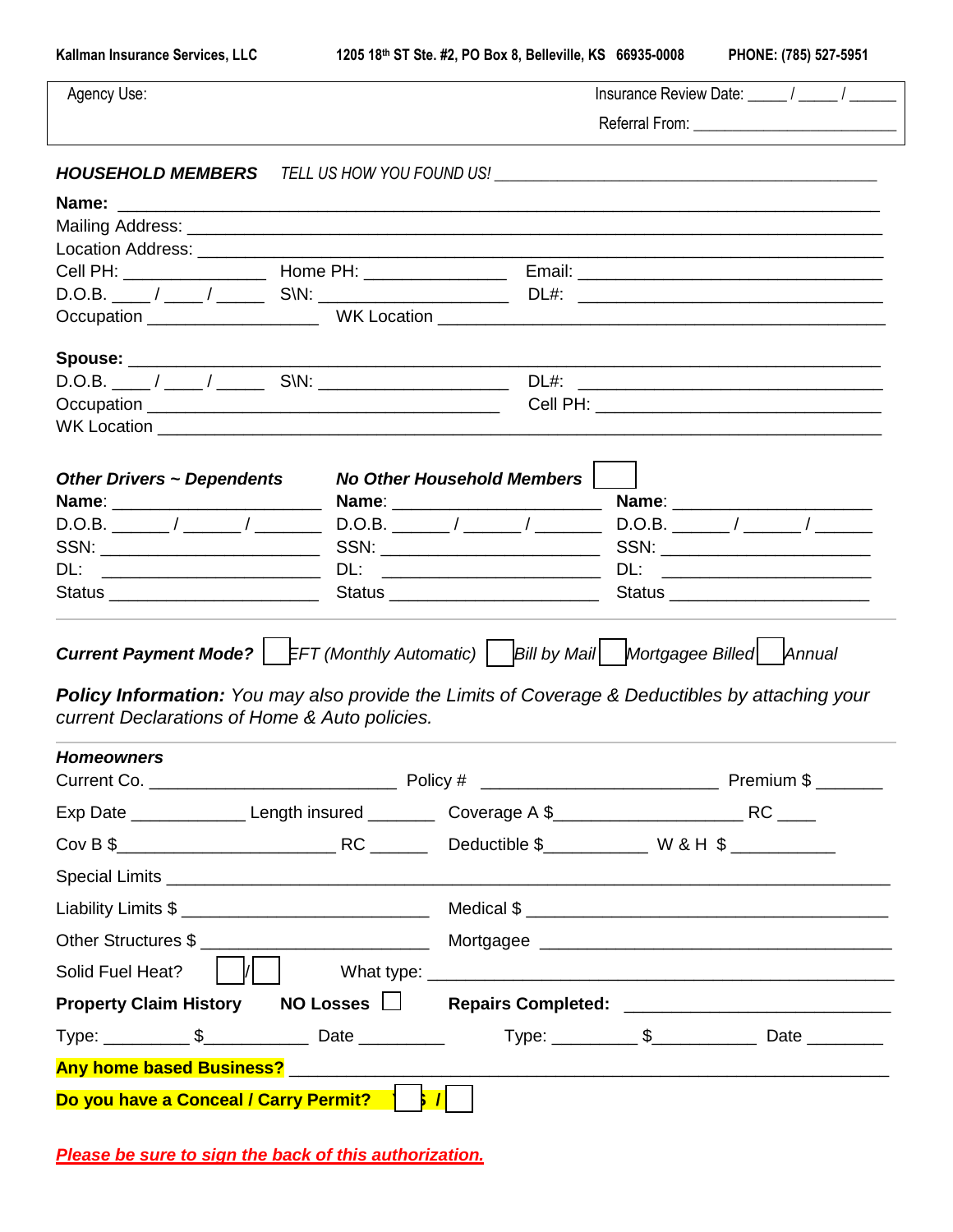Kallman Insurance Services, LLC     1205 18th ST Ste. #2, PO Box 8, Belleville, KS 66935-0008     PHONE: (785) 527-5951

| Agency Use: | Insurance Review Date: _____ / _____ / ______ |
|---|---|
| | Referral From: _________________________ |

***HOUSEHOLD MEMBERS*** *TELL US HOW YOU FOUND US!* ______________________________________________

**Name:** ______________________________________________________________________________

Mailing Address: _______________________________________________________________________

Location Address: ______________________________________________________________________

Cell PH: _______________ Home PH: _______________ Email: ________________________________

D.O.B. ____ / ____ / _____ S\N: ____________________ DL#: ________________________________

Occupation _________________ WK Location ______________________________________________

**Spouse:** _____________________________________________________________________________

D.O.B. ____ / ____ / _____ S\N: ____________________ DL#: ________________________________

Occupation ______________________________________ Cell PH: ______________________________

WK Location ____________________________________________________________________________

***Other Drivers ~ Dependents*** ***No Other Household Members*** ☐

| **Name**: ____________________ | **Name**: ____________________ | **Name**: ____________________ |
|---|---|---|
| D.O.B. ______ / ______ / _______ | D.O.B. ______ / ______ / _______ | D.O.B. ______ / ______ / ______ |
| SSN: ______________________ | SSN: ______________________ | SSN: ______________________ |
| DL: ______________________ | DL: ______________________ | DL: ______________________ |
| Status ____________________ | Status ____________________ | Status ____________________ |

***Current Payment Mode?*** ☐ *EFT (Monthly Automatic)* ☐ *Bill by Mail* ☐ *Mortgagee Billed* ☐ *Annual*

***Policy Information:*** *You may also provide the Limits of Coverage & Deductibles by attaching your current Declarations of Home & Auto policies.*

***Homeowners***

Current Co. __________________________ Policy # _________________________ Premium $ _______

Exp Date ____________ Length insured _______ Coverage A $___________________ RC ____

Cov B $______________________ RC ______ Deductible $___________ W & H $ ___________

Special Limits _________________________________________________________________________

Liability Limits $ __________________________ Medical $ ______________________________________

Other Structures $ _________________________ Mortgagee ____________________________________

Solid Fuel Heat? ☐/☐ What type: ______________________________________________________

**Property Claim History** **NO Losses** ☐ **Repairs Completed:** __________________________

Type: _________ $___________ Date _________ Type: _________ $___________ Date ________

**Any home based Business?** ______________________________________________________________

**Do you have a Conceal / Carry Permit?** ☐ Yes / ☐

***Please be sure to sign the back of this authorization.***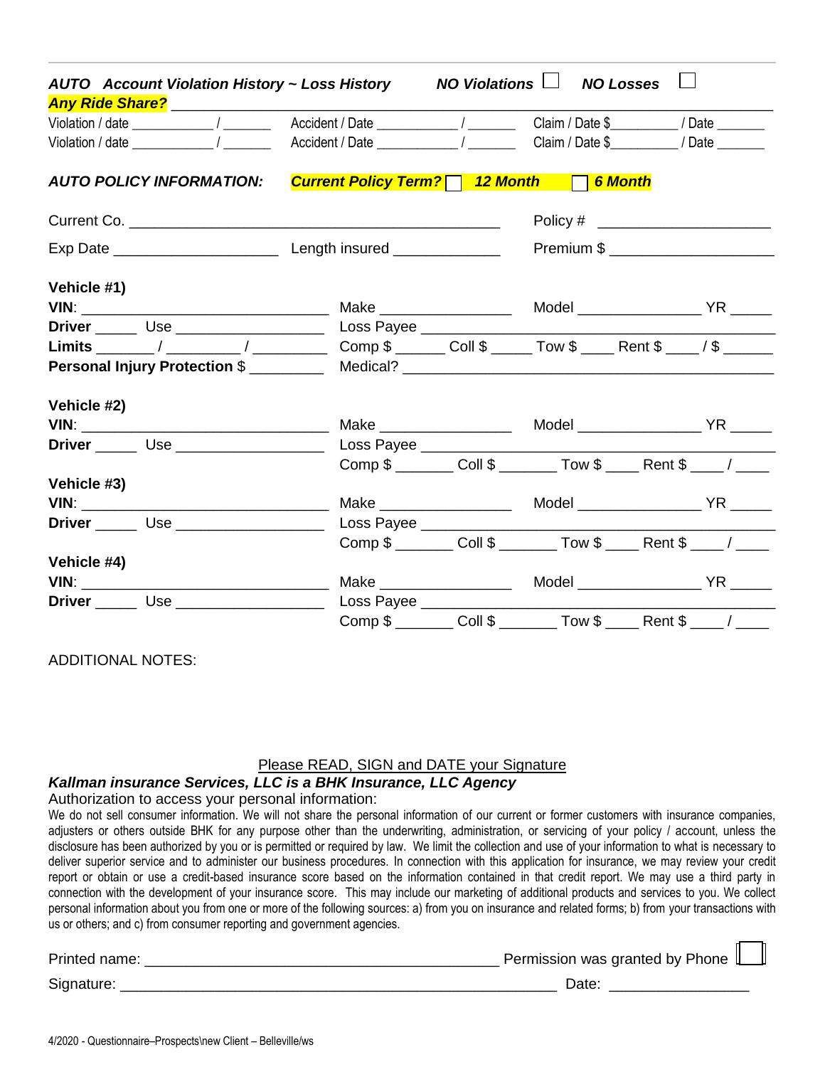***AUTO Account Violation History ~ Loss History*** ***NO Violations*** ☐ ***NO Losses*** ☐

***Any Ride Share?*** ______________________________________________

Violation / date ____________ / _______ Accident / Date ____________ / _______ Claim / Date $__________ / Date _______

Violation / date ____________ / _______ Accident / Date ____________ / _______ Claim / Date $__________ / Date _______

***AUTO POLICY INFORMATION:*** ***Current Policy Term?*** ☐ ***12 Month*** ☐ ***6 Month***

Current Co. _______________________________________________ Policy # _____________________

Exp Date ____________________ Length insured _____________ Premium $ ____________________

**Vehicle #1)**

**VIN**: _______________________________ Make ________________ Model _______________ YR _____

**Driver** _____ Use __________________ Loss Payee ____________________________________________

**Limits** _______ / _________ / _________ Comp $ ______ Coll $ _____ Tow $ ____ Rent $ ____ / $ ______

**Personal Injury Protection** $ _________ Medical? _______________________________________________

**Vehicle #2)**

**VIN**: _______________________________ Make ________________ Model _______________ YR _____

**Driver** _____ Use __________________ Loss Payee ____________________________________________

Comp $ _______ Coll $ _______ Tow $ ____ Rent $ ____ / ____

**Vehicle #3)**

**VIN**: _______________________________ Make ________________ Model _______________ YR _____

**Driver** _____ Use __________________ Loss Payee ____________________________________________

Comp $ _______ Coll $ _______ Tow $ ____ Rent $ ____ / ____

**Vehicle #4)**

**VIN**: _______________________________ Make ________________ Model _______________ YR _____

**Driver** _____ Use __________________ Loss Payee ____________________________________________

Comp $ _______ Coll $ _______ Tow $ ____ Rent $ ____ / ____

ADDITIONAL NOTES:

Please READ, SIGN and DATE your Signature

***Kallman insurance Services, LLC is a BHK Insurance, LLC Agency***

Authorization to access your personal information:

We do not sell consumer information. We will not share the personal information of our current or former customers with insurance companies, adjusters or others outside BHK for any purpose other than the underwriting, administration, or servicing of your policy / account, unless the disclosure has been authorized by you or is permitted or required by law. We limit the collection and use of your information to what is necessary to deliver superior service and to administer our business procedures. In connection with this application for insurance, we may review your credit report or obtain or use a credit-based insurance score based on the information contained in that credit report. We may use a third party in connection with the development of your insurance score. This may include our marketing of additional products and services to you. We collect personal information about you from one or more of the following sources: a) from you on insurance and related forms; b) from your transactions with us or others; and c) from consumer reporting and government agencies.

Printed name: ________________________________________ Permission was granted by Phone ☐

Signature: ____________________________________________________ Date: ________________

4/2020 - Questionnaire–Prospects\new Client – Belleville/ws